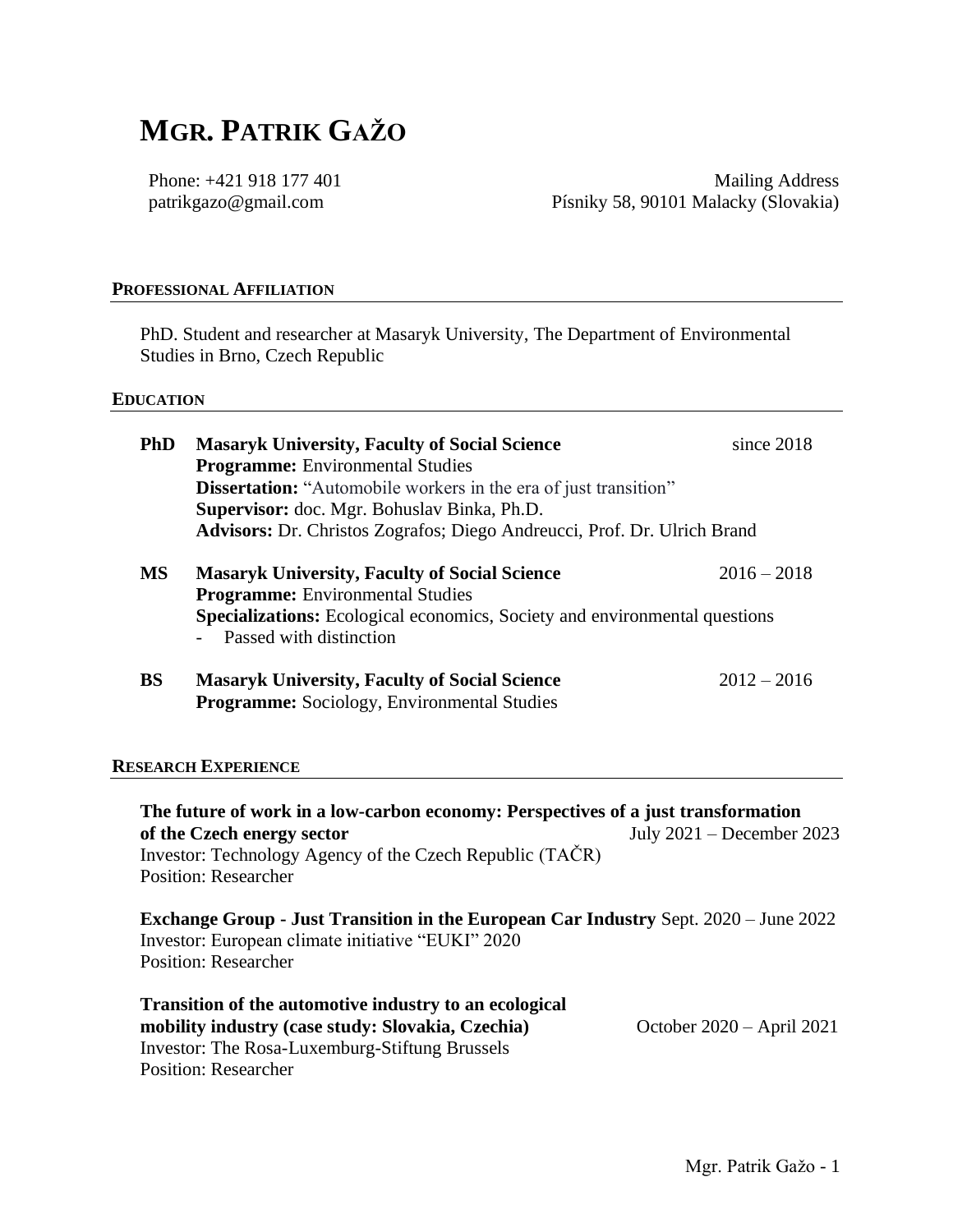# MGR. PATRIK GAŽO

Phone: +421 918 177 401
patrikgazo@gmail.com

Mailing Address
Písniky 58, 90101 Malacky (Slovakia)

## PROFESSIONAL AFFILIATION

PhD. Student and researcher at Masaryk University, The Department of Environmental Studies in Brno, Czech Republic

## EDUCATION

**PhD** **Masaryk University, Faculty of Social Science** since 2018
**Programme:** Environmental Studies
**Dissertation:** "Automobile workers in the era of just transition"
**Supervisor:** doc. Mgr. Bohuslav Binka, Ph.D.
**Advisors:** Dr. Christos Zografos; Diego Andreucci, Prof. Dr. Ulrich Brand

**MS** **Masaryk University, Faculty of Social Science** 2016 – 2018
**Programme:** Environmental Studies
**Specializations:** Ecological economics, Society and environmental questions
- Passed with distinction

**BS** **Masaryk University, Faculty of Social Science** 2012 – 2016
**Programme:** Sociology, Environmental Studies

## RESEARCH EXPERIENCE

**The future of work in a low-carbon economy: Perspectives of a just transformation of the Czech energy sector** July 2021 – December 2023
Investor: Technology Agency of the Czech Republic (TAČR)
Position: Researcher

**Exchange Group - Just Transition in the European Car Industry** Sept. 2020 – June 2022
Investor: European climate initiative "EUKI" 2020
Position: Researcher

**Transition of the automotive industry to an ecological mobility industry (case study: Slovakia, Czechia)** October 2020 – April 2021
Investor: The Rosa-Luxemburg-Stiftung Brussels
Position: Researcher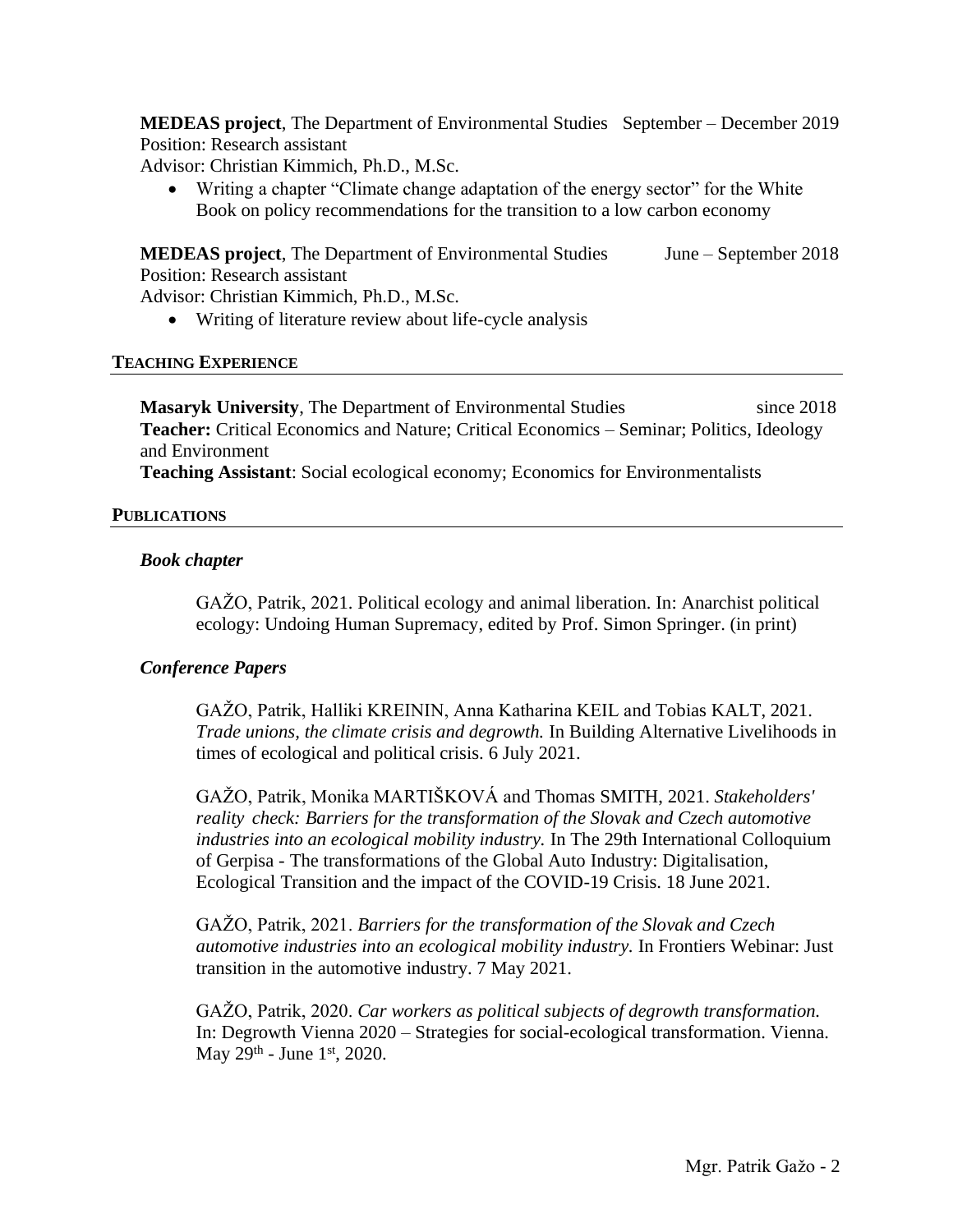**MEDEAS project**, The Department of Environmental Studies September – December 2019
Position: Research assistant
Advisor: Christian Kimmich, Ph.D., M.Sc.

- Writing a chapter "Climate change adaptation of the energy sector" for the White Book on policy recommendations for the transition to a low carbon economy

**MEDEAS project**, The Department of Environmental Studies June – September 2018
Position: Research assistant
Advisor: Christian Kimmich, Ph.D., M.Sc.

- Writing of literature review about life-cycle analysis

## TEACHING EXPERIENCE

**Masaryk University**, The Department of Environmental Studies since 2018
**Teacher:** Critical Economics and Nature; Critical Economics – Seminar; Politics, Ideology and Environment
**Teaching Assistant**: Social ecological economy; Economics for Environmentalists

## PUBLICATIONS

### *Book chapter*

GAŽO, Patrik, 2021. Political ecology and animal liberation. In: Anarchist political ecology: Undoing Human Supremacy, edited by Prof. Simon Springer. (in print)

### *Conference Papers*

GAŽO, Patrik, Halliki KREININ, Anna Katharina KEIL and Tobias KALT, 2021. *Trade unions, the climate crisis and degrowth.* In Building Alternative Livelihoods in times of ecological and political crisis. 6 July 2021.

GAŽO, Patrik, Monika MARTIŠKOVÁ and Thomas SMITH, 2021. *Stakeholders' reality check: Barriers for the transformation of the Slovak and Czech automotive industries into an ecological mobility industry.* In The 29th International Colloquium of Gerpisa - The transformations of the Global Auto Industry: Digitalisation, Ecological Transition and the impact of the COVID-19 Crisis. 18 June 2021.

GAŽO, Patrik, 2021. *Barriers for the transformation of the Slovak and Czech automotive industries into an ecological mobility industry.* In Frontiers Webinar: Just transition in the automotive industry. 7 May 2021.

GAŽO, Patrik, 2020. *Car workers as political subjects of degrowth transformation.* In: Degrowth Vienna 2020 – Strategies for social-ecological transformation. Vienna. May 29th - June 1st, 2020.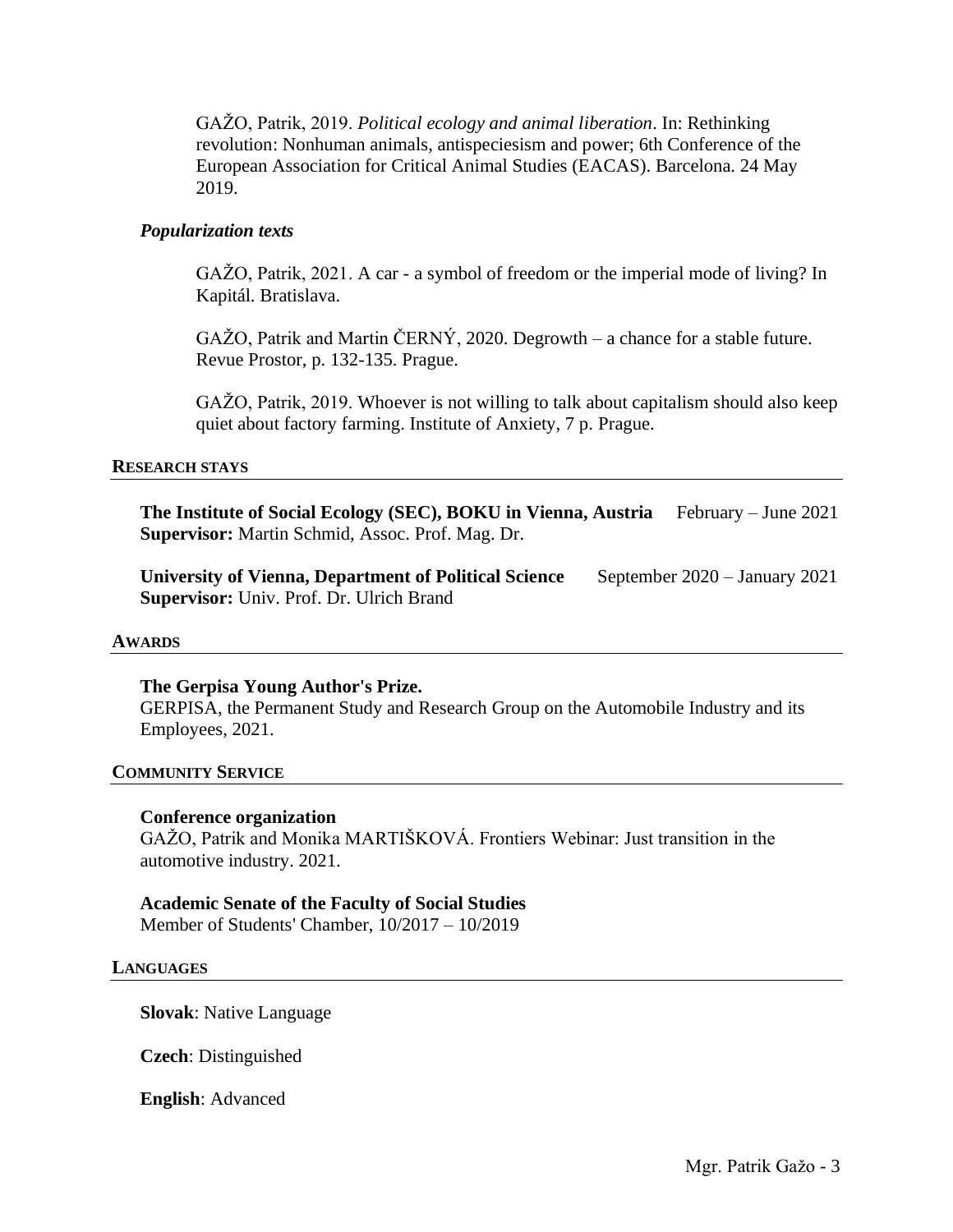GAŽO, Patrik, 2019. *Political ecology and animal liberation*. In: Rethinking revolution: Nonhuman animals, antispeciesism and power; 6th Conference of the European Association for Critical Animal Studies (EACAS). Barcelona. 24 May 2019.

### *Popularization texts*

GAŽO, Patrik, 2021. A car - a symbol of freedom or the imperial mode of living? In Kapitál. Bratislava.

GAŽO, Patrik and Martin ČERNÝ, 2020. Degrowth – a chance for a stable future. Revue Prostor, p. 132-135. Prague.

GAŽO, Patrik, 2019. Whoever is not willing to talk about capitalism should also keep quiet about factory farming. Institute of Anxiety, 7 p. Prague.

## RESEARCH STAYS

**The Institute of Social Ecology (SEC), BOKU in Vienna, Austria** February – June 2021
**Supervisor:** Martin Schmid, Assoc. Prof. Mag. Dr.

**University of Vienna, Department of Political Science** September 2020 – January 2021
**Supervisor:** Univ. Prof. Dr. Ulrich Brand

## AWARDS

**The Gerpisa Young Author's Prize.**
GERPISA, the Permanent Study and Research Group on the Automobile Industry and its Employees, 2021.

## COMMUNITY SERVICE

**Conference organization**
GAŽO, Patrik and Monika MARTIŠKOVÁ. Frontiers Webinar: Just transition in the automotive industry. 2021.

**Academic Senate of the Faculty of Social Studies**
Member of Students' Chamber, 10/2017 – 10/2019

## LANGUAGES

**Slovak**: Native Language

**Czech**: Distinguished

**English**: Advanced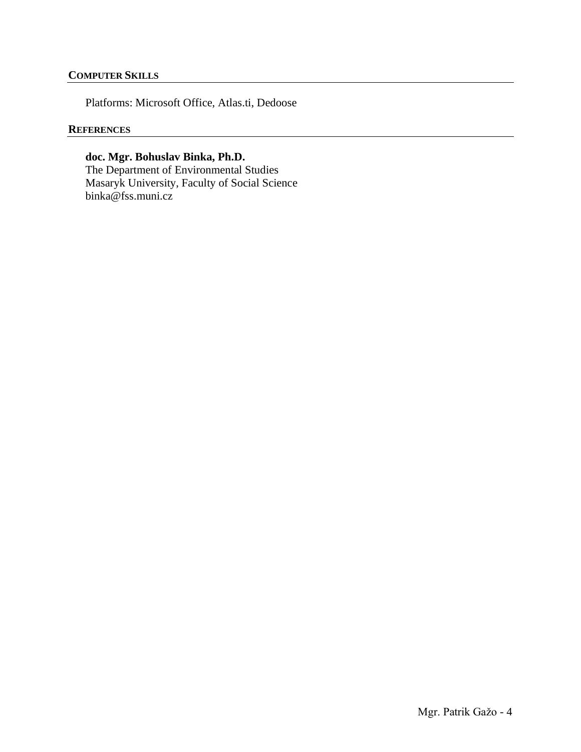## COMPUTER SKILLS

Platforms: Microsoft Office, Atlas.ti, Dedoose

## REFERENCES

**doc. Mgr. Bohuslav Binka, Ph.D.**
The Department of Environmental Studies
Masaryk University, Faculty of Social Science
binka@fss.muni.cz